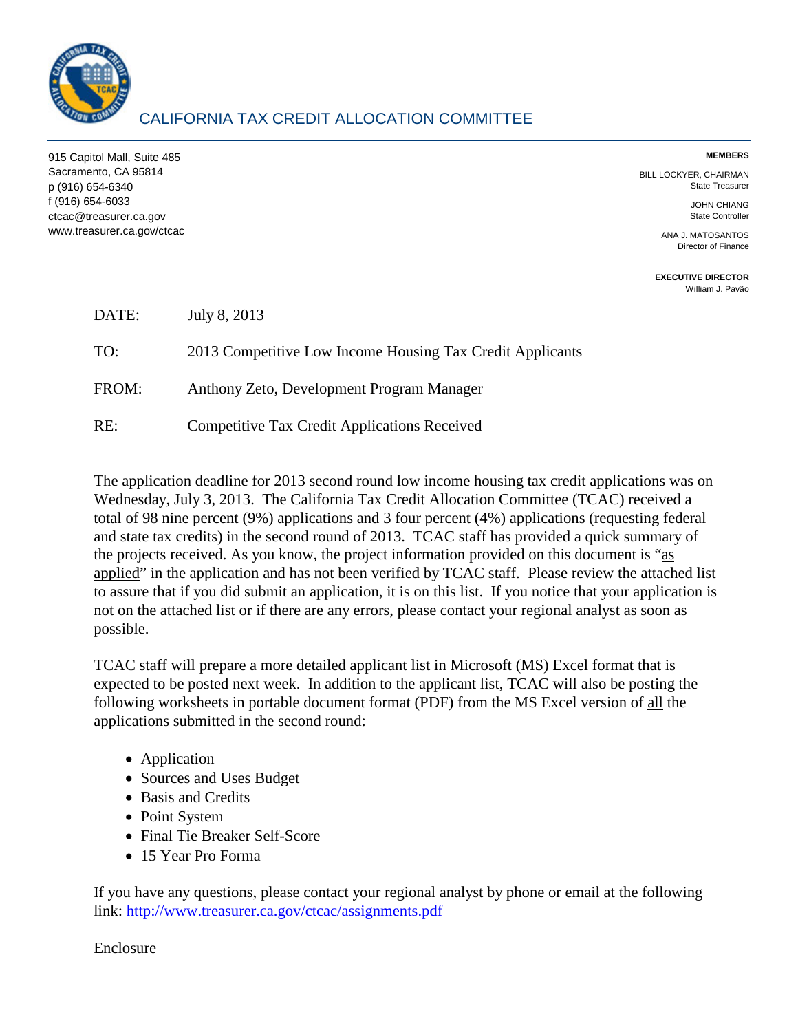# CALIFORNIA TAX CREDIT ALLOCATION COMMITTEE

915 Capitol Mall, Suite 485
Sacramento, CA 95814
p (916) 654-6340
f (916) 654-6033
ctcac@treasurer.ca.gov
www.treasurer.ca.gov/ctcac

**MEMBERS**

BILL LOCKYER, CHAIRMAN
State Treasurer

JOHN CHIANG
State Controller

ANA J. MATOSANTOS
Director of Finance

**EXECUTIVE DIRECTOR**
William J. Pavão

DATE: July 8, 2013

TO: 2013 Competitive Low Income Housing Tax Credit Applicants

FROM: Anthony Zeto, Development Program Manager

RE: Competitive Tax Credit Applications Received

The application deadline for 2013 second round low income housing tax credit applications was on Wednesday, July 3, 2013. The California Tax Credit Allocation Committee (TCAC) received a total of 98 nine percent (9%) applications and 3 four percent (4%) applications (requesting federal and state tax credits) in the second round of 2013. TCAC staff has provided a quick summary of the projects received. As you know, the project information provided on this document is "as applied" in the application and has not been verified by TCAC staff. Please review the attached list to assure that if you did submit an application, it is on this list. If you notice that your application is not on the attached list or if there are any errors, please contact your regional analyst as soon as possible.

TCAC staff will prepare a more detailed applicant list in Microsoft (MS) Excel format that is expected to be posted next week. In addition to the applicant list, TCAC will also be posting the following worksheets in portable document format (PDF) from the MS Excel version of all the applications submitted in the second round:

- Application
- Sources and Uses Budget
- Basis and Credits
- Point System
- Final Tie Breaker Self-Score
- 15 Year Pro Forma

If you have any questions, please contact your regional analyst by phone or email at the following link: http://www.treasurer.ca.gov/ctcac/assignments.pdf

Enclosure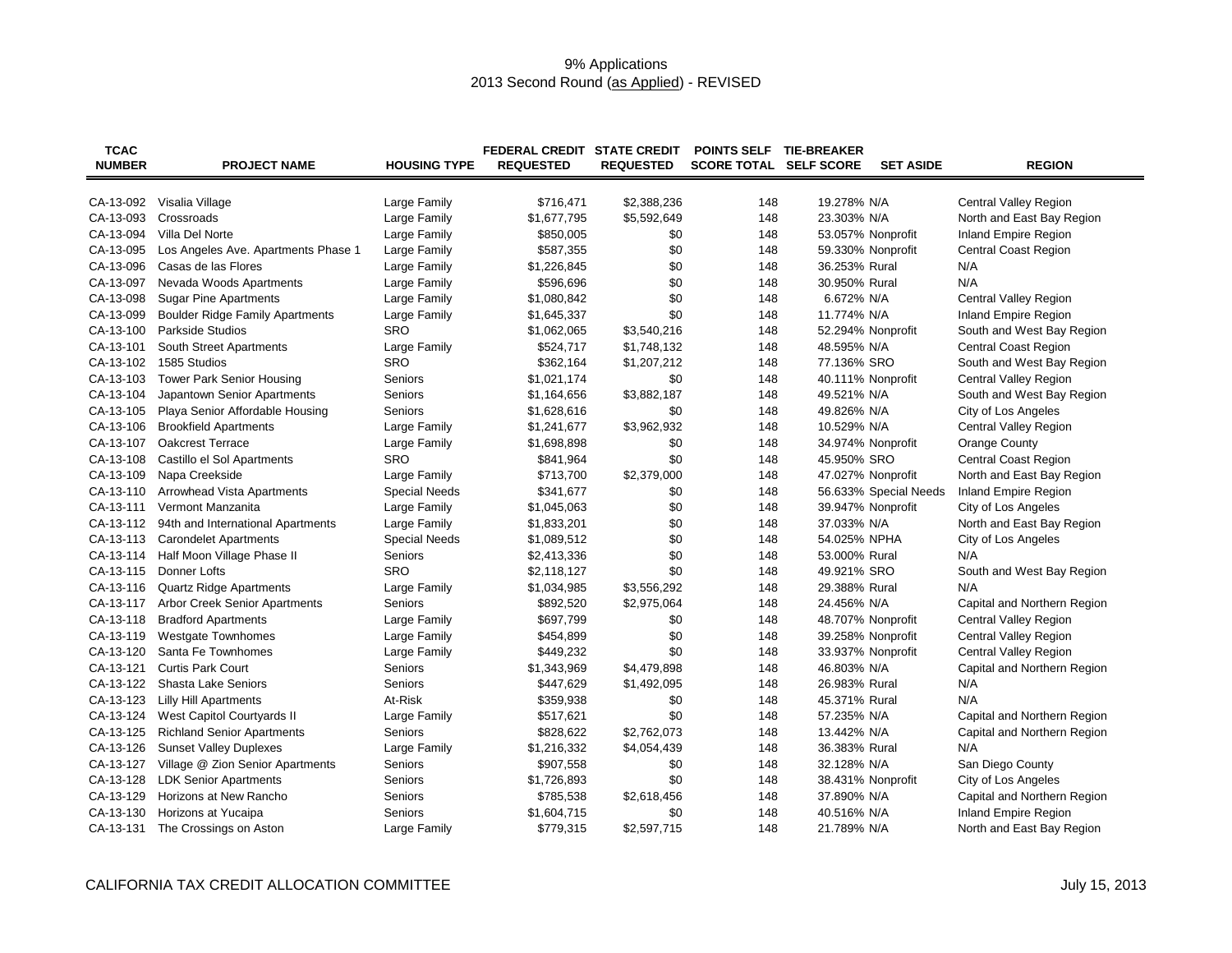# 9% Applications
## 2013 Second Round (as Applied) - REVISED

| TCAC NUMBER | PROJECT NAME | HOUSING TYPE | FEDERAL CREDIT REQUESTED | STATE CREDIT REQUESTED | POINTS SELF SCORE TOTAL | TIE-BREAKER SELF SCORE | SET ASIDE | REGION |
|---|---|---|---|---|---|---|---|---|
| CA-13-092 | Visalia Village | Large Family | $716,471 | $2,388,236 | 148 | 19.278% | N/A | Central Valley Region |
| CA-13-093 | Crossroads | Large Family | $1,677,795 | $5,592,649 | 148 | 23.303% | N/A | North and East Bay Region |
| CA-13-094 | Villa Del Norte | Large Family | $850,005 | $0 | 148 | 53.057% | Nonprofit | Inland Empire Region |
| CA-13-095 | Los Angeles Ave. Apartments Phase 1 | Large Family | $587,355 | $0 | 148 | 59.330% | Nonprofit | Central Coast Region |
| CA-13-096 | Casas de las Flores | Large Family | $1,226,845 | $0 | 148 | 36.253% | Rural | N/A |
| CA-13-097 | Nevada Woods Apartments | Large Family | $596,696 | $0 | 148 | 30.950% | Rural | N/A |
| CA-13-098 | Sugar Pine Apartments | Large Family | $1,080,842 | $0 | 148 | 6.672% | N/A | Central Valley Region |
| CA-13-099 | Boulder Ridge Family Apartments | Large Family | $1,645,337 | $0 | 148 | 11.774% | N/A | Inland Empire Region |
| CA-13-100 | Parkside Studios | SRO | $1,062,065 | $3,540,216 | 148 | 52.294% | Nonprofit | South and West Bay Region |
| CA-13-101 | South Street Apartments | Large Family | $524,717 | $1,748,132 | 148 | 48.595% | N/A | Central Coast Region |
| CA-13-102 | 1585 Studios | SRO | $362,164 | $1,207,212 | 148 | 77.136% | SRO | South and West Bay Region |
| CA-13-103 | Tower Park Senior Housing | Seniors | $1,021,174 | $0 | 148 | 40.111% | Nonprofit | Central Valley Region |
| CA-13-104 | Japantown Senior Apartments | Seniors | $1,164,656 | $3,882,187 | 148 | 49.521% | N/A | South and West Bay Region |
| CA-13-105 | Playa Senior Affordable Housing | Seniors | $1,628,616 | $0 | 148 | 49.826% | N/A | City of Los Angeles |
| CA-13-106 | Brookfield Apartments | Large Family | $1,241,677 | $3,962,932 | 148 | 10.529% | N/A | Central Valley Region |
| CA-13-107 | Oakcrest Terrace | Large Family | $1,698,898 | $0 | 148 | 34.974% | Nonprofit | Orange County |
| CA-13-108 | Castillo el Sol Apartments | SRO | $841,964 | $0 | 148 | 45.950% | SRO | Central Coast Region |
| CA-13-109 | Napa Creekside | Large Family | $713,700 | $2,379,000 | 148 | 47.027% | Nonprofit | North and East Bay Region |
| CA-13-110 | Arrowhead Vista Apartments | Special Needs | $341,677 | $0 | 148 | 56.633% | Special Needs | Inland Empire Region |
| CA-13-111 | Vermont Manzanita | Large Family | $1,045,063 | $0 | 148 | 39.947% | Nonprofit | City of Los Angeles |
| CA-13-112 | 94th and International Apartments | Large Family | $1,833,201 | $0 | 148 | 37.033% | N/A | North and East Bay Region |
| CA-13-113 | Carondelet Apartments | Special Needs | $1,089,512 | $0 | 148 | 54.025% | NPHA | City of Los Angeles |
| CA-13-114 | Half Moon Village Phase II | Seniors | $2,413,336 | $0 | 148 | 53.000% | Rural | N/A |
| CA-13-115 | Donner Lofts | SRO | $2,118,127 | $0 | 148 | 49.921% | SRO | South and West Bay Region |
| CA-13-116 | Quartz Ridge Apartments | Large Family | $1,034,985 | $3,556,292 | 148 | 29.388% | Rural | N/A |
| CA-13-117 | Arbor Creek Senior Apartments | Seniors | $892,520 | $2,975,064 | 148 | 24.456% | N/A | Capital and Northern Region |
| CA-13-118 | Bradford Apartments | Large Family | $697,799 | $0 | 148 | 48.707% | Nonprofit | Central Valley Region |
| CA-13-119 | Westgate Townhomes | Large Family | $454,899 | $0 | 148 | 39.258% | Nonprofit | Central Valley Region |
| CA-13-120 | Santa Fe Townhomes | Large Family | $449,232 | $0 | 148 | 33.937% | Nonprofit | Central Valley Region |
| CA-13-121 | Curtis Park Court | Seniors | $1,343,969 | $4,479,898 | 148 | 46.803% | N/A | Capital and Northern Region |
| CA-13-122 | Shasta Lake Seniors | Seniors | $447,629 | $1,492,095 | 148 | 26.983% | Rural | N/A |
| CA-13-123 | Lilly Hill Apartments | At-Risk | $359,938 | $0 | 148 | 45.371% | Rural | N/A |
| CA-13-124 | West Capitol Courtyards II | Large Family | $517,621 | $0 | 148 | 57.235% | N/A | Capital and Northern Region |
| CA-13-125 | Richland Senior Apartments | Seniors | $828,622 | $2,762,073 | 148 | 13.442% | N/A | Capital and Northern Region |
| CA-13-126 | Sunset Valley Duplexes | Large Family | $1,216,332 | $4,054,439 | 148 | 36.383% | Rural | N/A |
| CA-13-127 | Village @ Zion Senior Apartments | Seniors | $907,558 | $0 | 148 | 32.128% | N/A | San Diego County |
| CA-13-128 | LDK Senior Apartments | Seniors | $1,726,893 | $0 | 148 | 38.431% | Nonprofit | City of Los Angeles |
| CA-13-129 | Horizons at New Rancho | Seniors | $785,538 | $2,618,456 | 148 | 37.890% | N/A | Capital and Northern Region |
| CA-13-130 | Horizons at Yucaipa | Seniors | $1,604,715 | $0 | 148 | 40.516% | N/A | Inland Empire Region |
| CA-13-131 | The Crossings on Aston | Large Family | $779,315 | $2,597,715 | 148 | 21.789% | N/A | North and East Bay Region |

CALIFORNIA TAX CREDIT ALLOCATION COMMITTEE July 15, 2013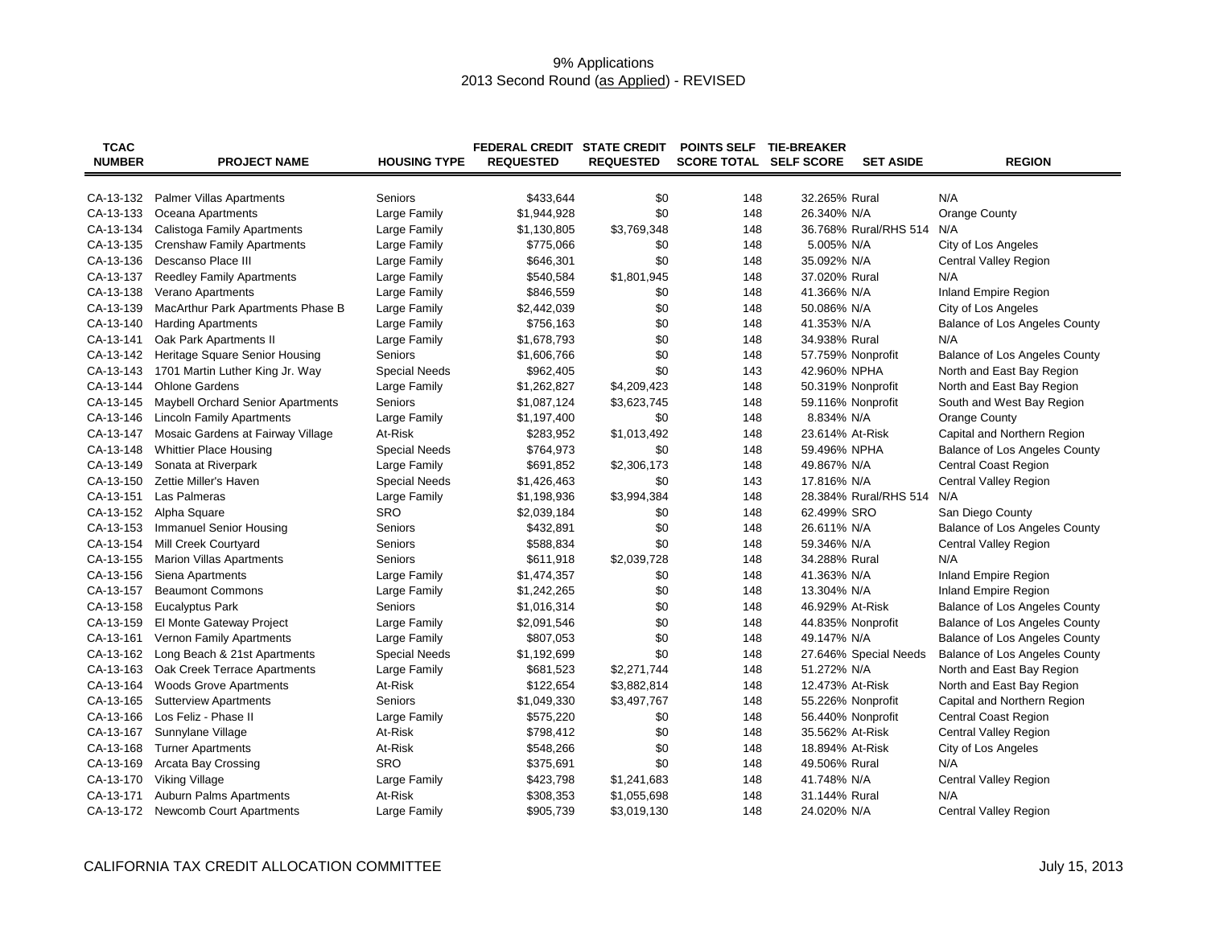# 9% Applications
## 2013 Second Round (as Applied) - REVISED

| TCAC NUMBER | PROJECT NAME | HOUSING TYPE | FEDERAL CREDIT REQUESTED | STATE CREDIT REQUESTED | POINTS SELF SCORE TOTAL | TIE-BREAKER SELF SCORE | SET ASIDE | REGION |
|---|---|---|---|---|---|---|---|---|
| CA-13-132 | Palmer Villas Apartments | Seniors | $433,644 | $0 | 148 | 32.265% | Rural | N/A |
| CA-13-133 | Oceana Apartments | Large Family | $1,944,928 | $0 | 148 | 26.340% | N/A | Orange County |
| CA-13-134 | Calistoga Family Apartments | Large Family | $1,130,805 | $3,769,348 | 148 | 36.768% | Rural/RHS 514 | N/A |
| CA-13-135 | Crenshaw Family Apartments | Large Family | $775,066 | $0 | 148 | 5.005% | N/A | City of Los Angeles |
| CA-13-136 | Descanso Place III | Large Family | $646,301 | $0 | 148 | 35.092% | N/A | Central Valley Region |
| CA-13-137 | Reedley Family Apartments | Large Family | $540,584 | $1,801,945 | 148 | 37.020% | Rural | N/A |
| CA-13-138 | Verano Apartments | Large Family | $846,559 | $0 | 148 | 41.366% | N/A | Inland Empire Region |
| CA-13-139 | MacArthur Park Apartments Phase B | Large Family | $2,442,039 | $0 | 148 | 50.086% | N/A | City of Los Angeles |
| CA-13-140 | Harding Apartments | Large Family | $756,163 | $0 | 148 | 41.353% | N/A | Balance of Los Angeles County |
| CA-13-141 | Oak Park Apartments II | Large Family | $1,678,793 | $0 | 148 | 34.938% | Rural | N/A |
| CA-13-142 | Heritage Square Senior Housing | Seniors | $1,606,766 | $0 | 148 | 57.759% | Nonprofit | Balance of Los Angeles County |
| CA-13-143 | 1701 Martin Luther King Jr. Way | Special Needs | $962,405 | $0 | 143 | 42.960% | NPHA | North and East Bay Region |
| CA-13-144 | Ohlone Gardens | Large Family | $1,262,827 | $4,209,423 | 148 | 50.319% | Nonprofit | North and East Bay Region |
| CA-13-145 | Maybell Orchard Senior Apartments | Seniors | $1,087,124 | $3,623,745 | 148 | 59.116% | Nonprofit | South and West Bay Region |
| CA-13-146 | Lincoln Family Apartments | Large Family | $1,197,400 | $0 | 148 | 8.834% | N/A | Orange County |
| CA-13-147 | Mosaic Gardens at Fairway Village | At-Risk | $283,952 | $1,013,492 | 148 | 23.614% | At-Risk | Capital and Northern Region |
| CA-13-148 | Whittier Place Housing | Special Needs | $764,973 | $0 | 148 | 59.496% | NPHA | Balance of Los Angeles County |
| CA-13-149 | Sonata at Riverpark | Large Family | $691,852 | $2,306,173 | 148 | 49.867% | N/A | Central Coast Region |
| CA-13-150 | Zettie Miller's Haven | Special Needs | $1,426,463 | $0 | 143 | 17.816% | N/A | Central Valley Region |
| CA-13-151 | Las Palmeras | Large Family | $1,198,936 | $3,994,384 | 148 | 28.384% | Rural/RHS 514 | N/A |
| CA-13-152 | Alpha Square | SRO | $2,039,184 | $0 | 148 | 62.499% | SRO | San Diego County |
| CA-13-153 | Immanuel Senior Housing | Seniors | $432,891 | $0 | 148 | 26.611% | N/A | Balance of Los Angeles County |
| CA-13-154 | Mill Creek Courtyard | Seniors | $588,834 | $0 | 148 | 59.346% | N/A | Central Valley Region |
| CA-13-155 | Marion Villas Apartments | Seniors | $611,918 | $2,039,728 | 148 | 34.288% | Rural | N/A |
| CA-13-156 | Siena Apartments | Large Family | $1,474,357 | $0 | 148 | 41.363% | N/A | Inland Empire Region |
| CA-13-157 | Beaumont Commons | Large Family | $1,242,265 | $0 | 148 | 13.304% | N/A | Inland Empire Region |
| CA-13-158 | Eucalyptus Park | Seniors | $1,016,314 | $0 | 148 | 46.929% | At-Risk | Balance of Los Angeles County |
| CA-13-159 | El Monte Gateway Project | Large Family | $2,091,546 | $0 | 148 | 44.835% | Nonprofit | Balance of Los Angeles County |
| CA-13-161 | Vernon Family Apartments | Large Family | $807,053 | $0 | 148 | 49.147% | N/A | Balance of Los Angeles County |
| CA-13-162 | Long Beach & 21st Apartments | Special Needs | $1,192,699 | $0 | 148 | 27.646% | Special Needs | Balance of Los Angeles County |
| CA-13-163 | Oak Creek Terrace Apartments | Large Family | $681,523 | $2,271,744 | 148 | 51.272% | N/A | North and East Bay Region |
| CA-13-164 | Woods Grove Apartments | At-Risk | $122,654 | $3,882,814 | 148 | 12.473% | At-Risk | North and East Bay Region |
| CA-13-165 | Sutterview Apartments | Seniors | $1,049,330 | $3,497,767 | 148 | 55.226% | Nonprofit | Capital and Northern Region |
| CA-13-166 | Los Feliz - Phase II | Large Family | $575,220 | $0 | 148 | 56.440% | Nonprofit | Central Coast Region |
| CA-13-167 | Sunnylane Village | At-Risk | $798,412 | $0 | 148 | 35.562% | At-Risk | Central Valley Region |
| CA-13-168 | Turner Apartments | At-Risk | $548,266 | $0 | 148 | 18.894% | At-Risk | City of Los Angeles |
| CA-13-169 | Arcata Bay Crossing | SRO | $375,691 | $0 | 148 | 49.506% | Rural | N/A |
| CA-13-170 | Viking Village | Large Family | $423,798 | $1,241,683 | 148 | 41.748% | N/A | Central Valley Region |
| CA-13-171 | Auburn Palms Apartments | At-Risk | $308,353 | $1,055,698 | 148 | 31.144% | Rural | N/A |
| CA-13-172 | Newcomb Court Apartments | Large Family | $905,739 | $3,019,130 | 148 | 24.020% | N/A | Central Valley Region |

CALIFORNIA TAX CREDIT ALLOCATION COMMITTEE — July 15, 2013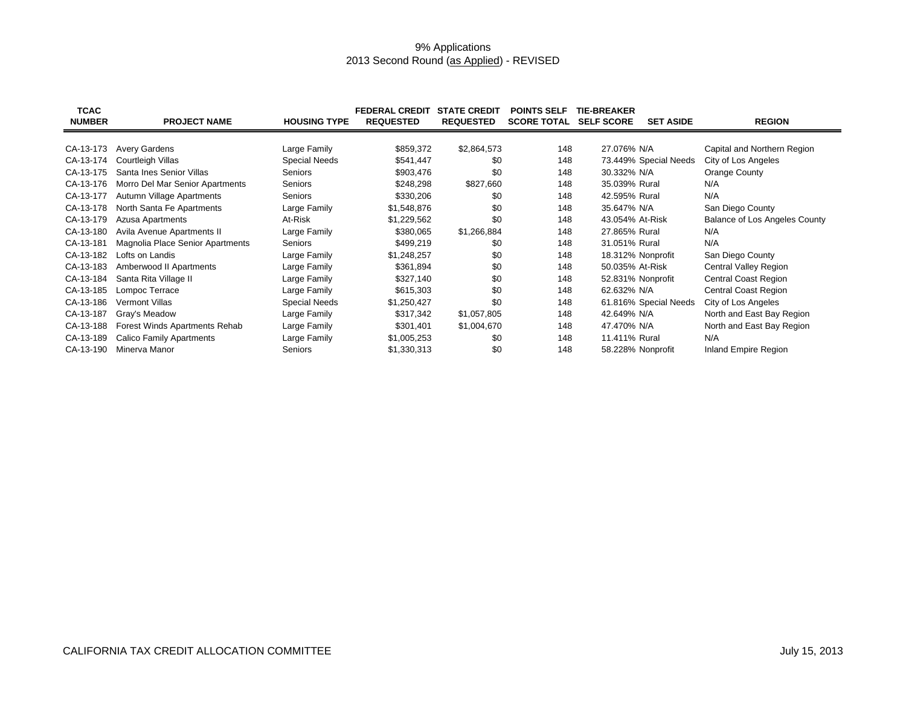# 9% Applications
## 2013 Second Round (as Applied) - REVISED

| TCAC NUMBER | PROJECT NAME | HOUSING TYPE | FEDERAL CREDIT REQUESTED | STATE CREDIT REQUESTED | POINTS SELF SCORE TOTAL | TIE-BREAKER SELF SCORE | SET ASIDE | REGION |
|---|---|---|---|---|---|---|---|---|
| CA-13-173 | Avery Gardens | Large Family | $859,372 | $2,864,573 | 148 | 27.076% | N/A | Capital and Northern Region |
| CA-13-174 | Courtleigh Villas | Special Needs | $541,447 | $0 | 148 | 73.449% | Special Needs | City of Los Angeles |
| CA-13-175 | Santa Ines Senior Villas | Seniors | $903,476 | $0 | 148 | 30.332% | N/A | Orange County |
| CA-13-176 | Morro Del Mar Senior Apartments | Seniors | $248,298 | $827,660 | 148 | 35.039% | Rural | N/A |
| CA-13-177 | Autumn Village Apartments | Seniors | $330,206 | $0 | 148 | 42.595% | Rural | N/A |
| CA-13-178 | North Santa Fe Apartments | Large Family | $1,548,876 | $0 | 148 | 35.647% | N/A | San Diego County |
| CA-13-179 | Azusa Apartments | At-Risk | $1,229,562 | $0 | 148 | 43.054% | At-Risk | Balance of Los Angeles County |
| CA-13-180 | Avila Avenue Apartments II | Large Family | $380,065 | $1,266,884 | 148 | 27.865% | Rural | N/A |
| CA-13-181 | Magnolia Place Senior Apartments | Seniors | $499,219 | $0 | 148 | 31.051% | Rural | N/A |
| CA-13-182 | Lofts on Landis | Large Family | $1,248,257 | $0 | 148 | 18.312% | Nonprofit | San Diego County |
| CA-13-183 | Amberwood II Apartments | Large Family | $361,894 | $0 | 148 | 50.035% | At-Risk | Central Valley Region |
| CA-13-184 | Santa Rita Village II | Large Family | $327,140 | $0 | 148 | 52.831% | Nonprofit | Central Coast Region |
| CA-13-185 | Lompoc Terrace | Large Family | $615,303 | $0 | 148 | 62.632% | N/A | Central Coast Region |
| CA-13-186 | Vermont Villas | Special Needs | $1,250,427 | $0 | 148 | 61.816% | Special Needs | City of Los Angeles |
| CA-13-187 | Gray's Meadow | Large Family | $317,342 | $1,057,805 | 148 | 42.649% | N/A | North and East Bay Region |
| CA-13-188 | Forest Winds Apartments Rehab | Large Family | $301,401 | $1,004,670 | 148 | 47.470% | N/A | North and East Bay Region |
| CA-13-189 | Calico Family Apartments | Large Family | $1,005,253 | $0 | 148 | 11.411% | Rural | N/A |
| CA-13-190 | Minerva Manor | Seniors | $1,330,313 | $0 | 148 | 58.228% | Nonprofit | Inland Empire Region |

CALIFORNIA TAX CREDIT ALLOCATION COMMITTEE

July 15, 2013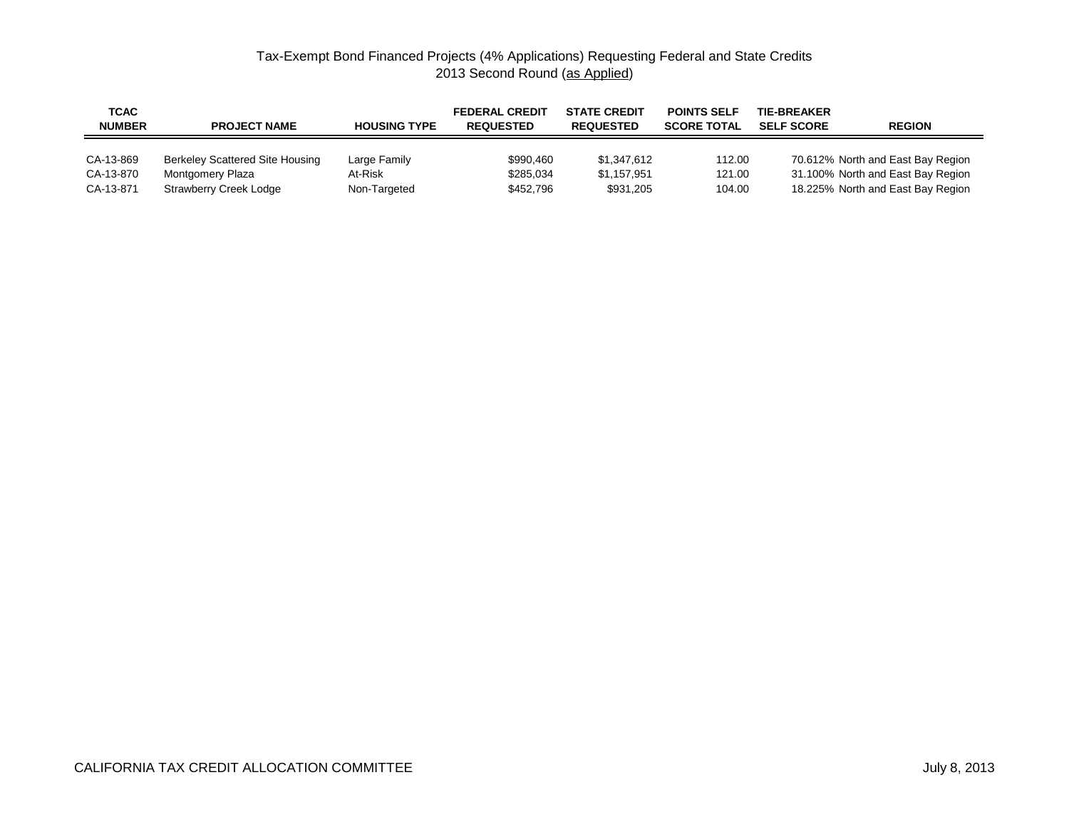Tax-Exempt Bond Financed Projects (4% Applications) Requesting Federal and State Credits
2013 Second Round (as Applied)

| TCAC NUMBER | PROJECT NAME | HOUSING TYPE | FEDERAL CREDIT REQUESTED | STATE CREDIT REQUESTED | POINTS SELF SCORE TOTAL | TIE-BREAKER SELF SCORE | REGION |
|---|---|---|---|---|---|---|---|
| CA-13-869 | Berkeley Scattered Site Housing | Large Family | $990,460 | $1,347,612 | 112.00 | 70.612% | North and East Bay Region |
| CA-13-870 | Montgomery Plaza | At-Risk | $285,034 | $1,157,951 | 121.00 | 31.100% | North and East Bay Region |
| CA-13-871 | Strawberry Creek Lodge | Non-Targeted | $452,796 | $931,205 | 104.00 | 18.225% | North and East Bay Region |

CALIFORNIA TAX CREDIT ALLOCATION COMMITTEE July 8, 2013